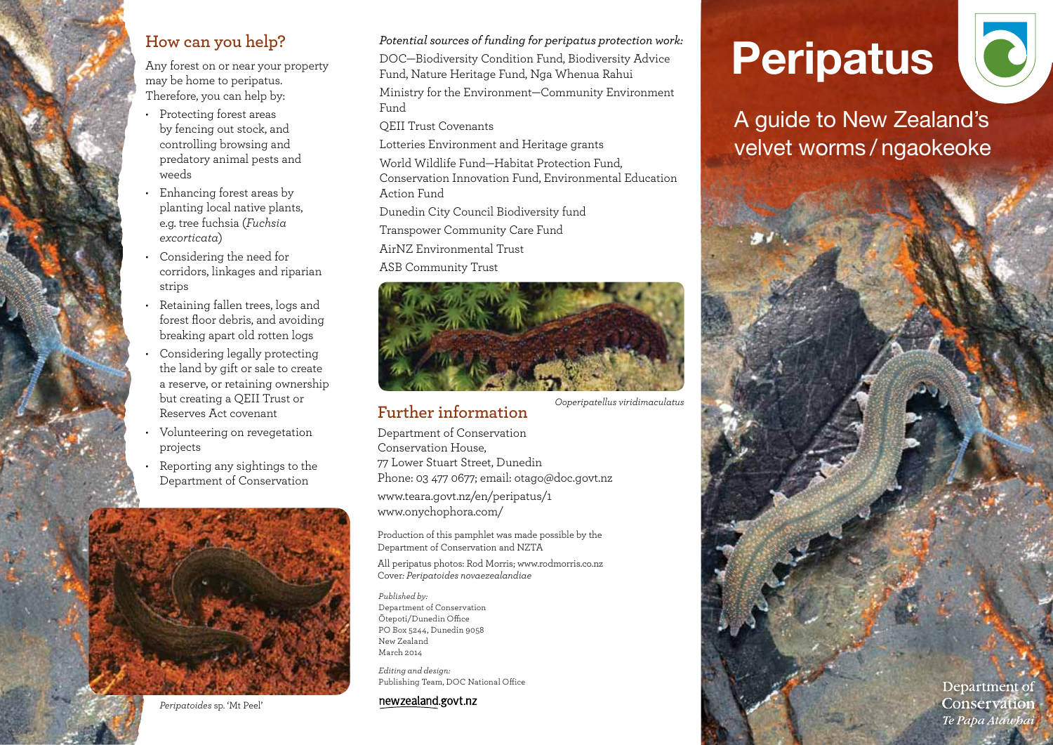## How can you help?

Any forest on or near your property may be home to peripatus. Therefore, you can help by:

- Protecting forest areas by fencing out stock, and controlling browsing and predatory animal pests and weeds
- Enhancing forest areas by planting local native plants, e.g. tree fuchsia (*Fuchsia excorticata*)
- Considering the need for corridors, linkages and riparian strips
- Retaining fallen trees, logs and forest floor debris, and avoiding breaking apart old rotten logs
- Considering legally protecting the land by gift or sale to create a reserve, or retaining ownership but creating a QEII Trust or Reserves Act covenant
- Volunteering on revegetation projects
- Reporting any sightings to the Department of Conservation

*Peripatoides* sp. 'Mt Peel'

*Potential sources of funding for peripatus protection work:*

DOC—Biodiversity Condition Fund, Biodiversity Advice Fund, Nature Heritage Fund, Nga Whenua Rahui

Ministry for the Environment—Community Environment Fund

QEII Trust Covenants

Lotteries Environment and Heritage grants

World Wildlife Fund—Habitat Protection Fund, Conservation Innovation Fund, Environmental Education Action Fund

Dunedin City Council Biodiversity fund

Transpower Community Care Fund

AirNZ Environmental Trust

ASB Community Trust

*Ooperipatellus viridimaculatus*

## Further information

Department of Conservation
Conservation House,
77 Lower Stuart Street, Dunedin
Phone: 03 477 0677; email: otago@doc.govt.nz

www.teara.govt.nz/en/peripatus/1
www.onychophora.com/

Production of this pamphlet was made possible by the Department of Conservation and NZTA

All peripatus photos: Rod Morris; www.rodmorris.co.nz
Cover: *Peripatoides novaezealandiae*

*Published by:*
Department of Conservation
Ōtepoti/Dunedin Office
PO Box 5244, Dunedin 9058
New Zealand
March 2014

*Editing and design:*
Publishing Team, DOC National Office

newzealand.govt.nz

# Peripatus

A guide to New Zealand's velvet worms / ngaokeoke

Department of Conservation
*Te Papa Atawhai*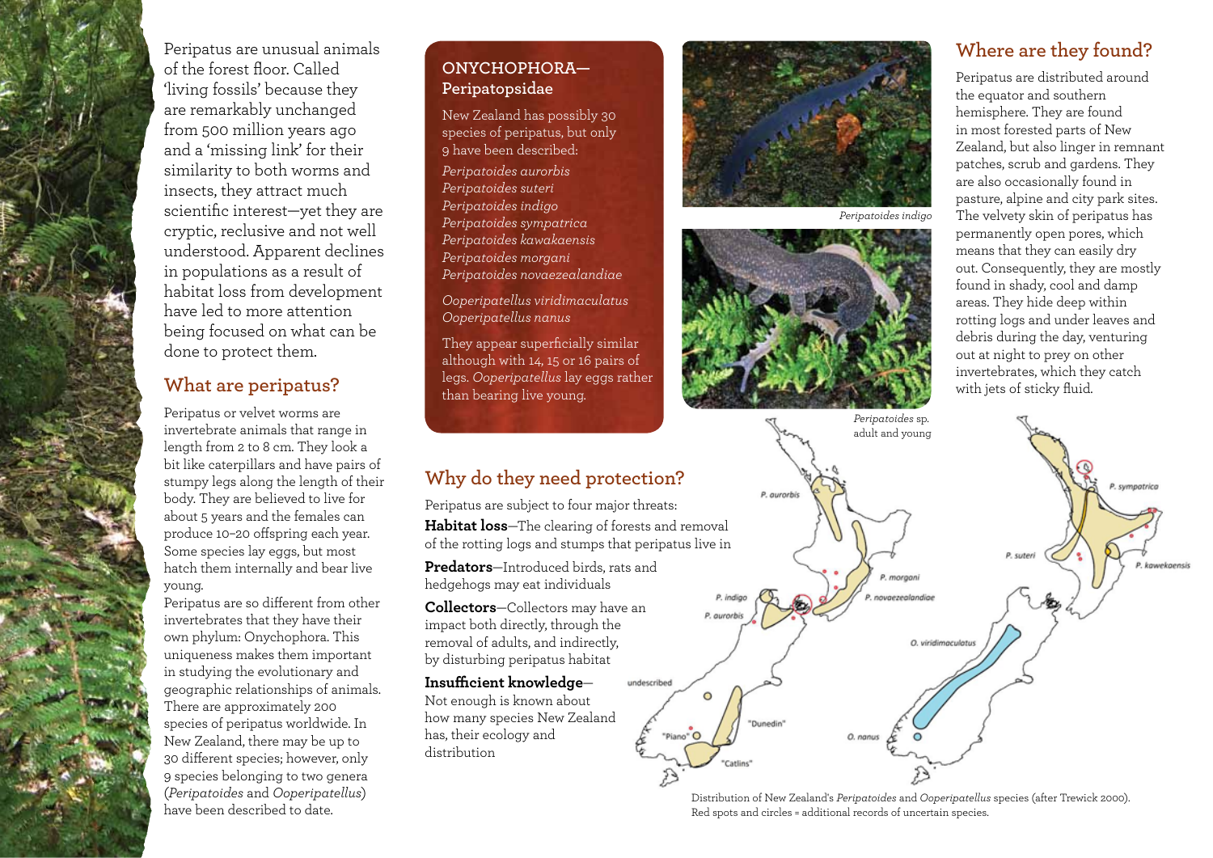Peripatus are unusual animals of the forest floor. Called 'living fossils' because they are remarkably unchanged from 500 million years ago and a 'missing link' for their similarity to both worms and insects, they attract much scientific interest—yet they are cryptic, reclusive and not well understood. Apparent declines in populations as a result of habitat loss from development have led to more attention being focused on what can be done to protect them.

## What are peripatus?

Peripatus or velvet worms are invertebrate animals that range in length from 2 to 8 cm. They look a bit like caterpillars and have pairs of stumpy legs along the length of their body. They are believed to live for about 5 years and the females can produce 10–20 offspring each year. Some species lay eggs, but most hatch them internally and bear live young.

Peripatus are so different from other invertebrates that they have their own phylum: Onychophora. This uniqueness makes them important in studying the evolutionary and geographic relationships of animals. There are approximately 200 species of peripatus worldwide. In New Zealand, there may be up to 30 different species; however, only 9 species belonging to two genera (*Peripatoides* and *Ooperipatellus*) have been described to date.

### ONYCHOPHORA—Peripatopsidae

New Zealand has possibly 30 species of peripatus, but only 9 have been described:

*Peripatoides aurorbis*
*Peripatoides suteri*
*Peripatoides indigo*
*Peripatoides sympatrica*
*Peripatoides kawakaensis*
*Peripatoides morgani*
*Peripatoides novaezealandiae*

*Ooperipatellus viridimaculatus*
*Ooperipatellus nanus*

They appear superficially similar although with 14, 15 or 16 pairs of legs. *Ooperipatellus* lay eggs rather than bearing live young.

## Why do they need protection?

Peripatus are subject to four major threats:

**Habitat loss**—The clearing of forests and removal of the rotting logs and stumps that peripatus live in

**Predators**—Introduced birds, rats and hedgehogs may eat individuals

**Collectors**—Collectors may have an impact both directly, through the removal of adults, and indirectly, by disturbing peripatus habitat

**Insufficient knowledge**—Not enough is known about how many species New Zealand has, their ecology and distribution

*Peripatoides indigo*

*Peripatoides* sp. adult and young

## Where are they found?

Peripatus are distributed around the equator and southern hemisphere. They are found in most forested parts of New Zealand, but also linger in remnant patches, scrub and gardens. They are also occasionally found in pasture, alpine and city park sites. The velvety skin of peripatus has permanently open pores, which means that they can easily dry out. Consequently, they are mostly found in shady, cool and damp areas. They hide deep within rotting logs and under leaves and debris during the day, venturing out at night to prey on other invertebrates, which they catch with jets of sticky fluid.

P. aurorbis
P. morgani
P. indigo
P. aurorbis
P. novaezealandiae
undescribed
"Piano"
"Dunedin"
"Catlins"
P. sympatrica
P. suteri
P. kawakaensis
O. viridimaculatus
O. nanus

Distribution of New Zealand's *Peripatoides* and *Ooperipatellus* species (after Trewick 2000). Red spots and circles = additional records of uncertain species.